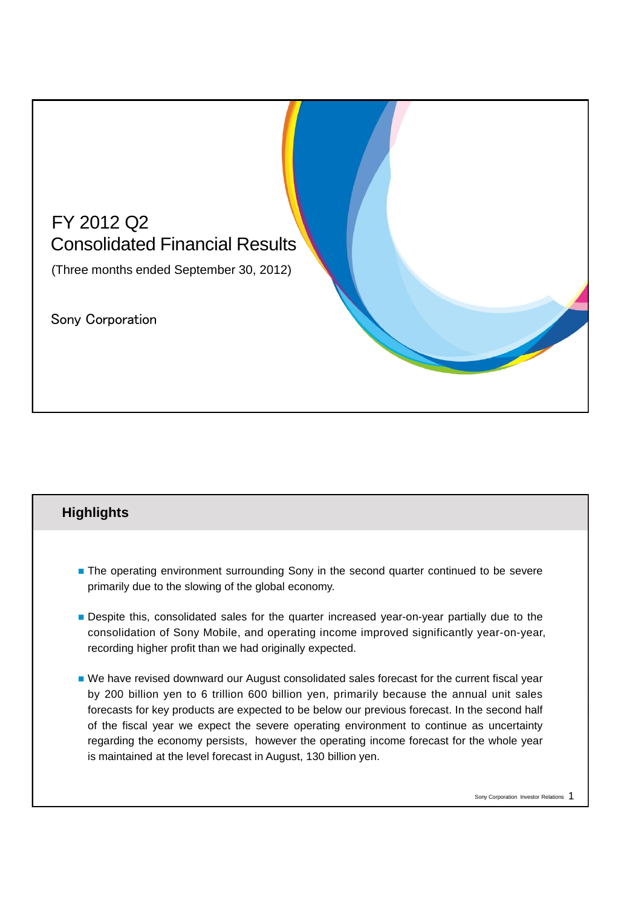# FY 2012 Q2 Consolidated Financial Results

(Three months ended September 30, 2012)

Sony Corporation

## Highlights

- The operating environment surrounding Sony in the second quarter continued to be severe primarily due to the slowing of the global economy.
- Despite this, consolidated sales for the quarter increased year-on-year partially due to the consolidation of Sony Mobile, and operating income improved significantly year-on-year, recording higher profit than we had originally expected.
- We have revised downward our August consolidated sales forecast for the current fiscal year by 200 billion yen to 6 trillion 600 billion yen, primarily because the annual unit sales forecasts for key products are expected to be below our previous forecast. In the second half of the fiscal year we expect the severe operating environment to continue as uncertainty regarding the economy persists, however the operating income forecast for the whole year is maintained at the level forecast in August, 130 billion yen.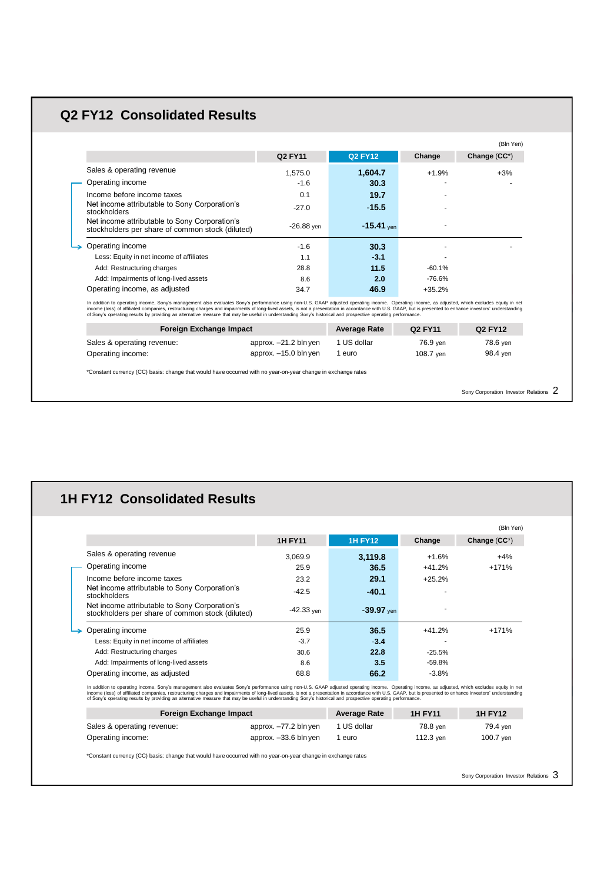## Q2 FY12 Consolidated Results

(Bln Yen)

| | Q2 FY11 | Q2 FY12 | Change | Change (CC*) |
|---|---|---|---|---|
| Sales & operating revenue | 1,575.0 | **1,604.7** | +1.9% | +3% |
| Operating income | -1.6 | **30.3** | - | - |
| Income before income taxes | 0.1 | **19.7** | - | |
| Net income attributable to Sony Corporation's stockholders | -27.0 | **-15.5** | - | |
| Net income attributable to Sony Corporation's stockholders per share of common stock (diluted) | -26.88 yen | **-15.41** yen | - | |
| Operating income | -1.6 | **30.3** | - | - |
| Less: Equity in net income of affiliates | 1.1 | **-3.1** | - | |
| Add: Restructuring charges | 28.8 | **11.5** | -60.1% | |
| Add: Impairments of long-lived assets | 8.6 | **2.0** | -76.6% | |
| Operating income, as adjusted | 34.7 | **46.9** | +35.2% | |

In addition to operating income, Sony's management also evaluates Sony's performance using non-U.S. GAAP adjusted operating income. Operating income, as adjusted, which excludes equity in net income (loss) of affiliated companies, restructuring charges and impairments of long-lived assets, is not a presentation in accordance with U.S. GAAP, but is presented to enhance investors' understanding of Sony's operating results by providing an alternative measure that may be useful in understanding Sony's historical and prospective operating performance.

| Foreign Exchange Impact | | Average Rate | Q2 FY11 | Q2 FY12 |
|---|---|---|---|---|
| Sales & operating revenue: | approx. –21.2 bln yen | 1 US dollar | 76.9 yen | 78.6 yen |
| Operating income: | approx. –15.0 bln yen | 1 euro | 108.7 yen | 98.4 yen |

*Constant currency (CC) basis: change that would have occurred with no year-on-year change in exchange rates

## 1H FY12 Consolidated Results

(Bln Yen)

| | 1H FY11 | 1H FY12 | Change | Change (CC*) |
|---|---|---|---|---|
| Sales & operating revenue | 3,069.9 | **3,119.8** | +1.6% | +4% |
| Operating income | 25.9 | **36.5** | +41.2% | +171% |
| Income before income taxes | 23.2 | **29.1** | +25.2% | |
| Net income attributable to Sony Corporation's stockholders | -42.5 | **-40.1** | - | |
| Net income attributable to Sony Corporation's stockholders per share of common stock (diluted) | -42.33 yen | **-39.97** yen | - | |
| Operating income | 25.9 | **36.5** | +41.2% | +171% |
| Less: Equity in net income of affiliates | -3.7 | **-3.4** | - | |
| Add: Restructuring charges | 30.6 | **22.8** | -25.5% | |
| Add: Impairments of long-lived assets | 8.6 | **3.5** | -59.8% | |
| Operating income, as adjusted | 68.8 | **66.2** | -3.8% | |

In addition to operating income, Sony's management also evaluates Sony's performance using non-U.S. GAAP adjusted operating income. Operating income, as adjusted, which excludes equity in net income (loss) of affiliated companies, restructuring charges and impairments of long-lived assets, is not a presentation in accordance with U.S. GAAP, but is presented to enhance investors' understanding of Sony's operating results by providing an alternative measure that may be useful in understanding Sony's historical and prospective operating performance.

| Foreign Exchange Impact | | Average Rate | 1H FY11 | 1H FY12 |
|---|---|---|---|---|
| Sales & operating revenue: | approx. –77.2 bln yen | 1 US dollar | 78.8 yen | 79.4 yen |
| Operating income: | approx. –33.6 bln yen | 1 euro | 112.3 yen | 100.7 yen |

*Constant currency (CC) basis: change that would have occurred with no year-on-year change in exchange rates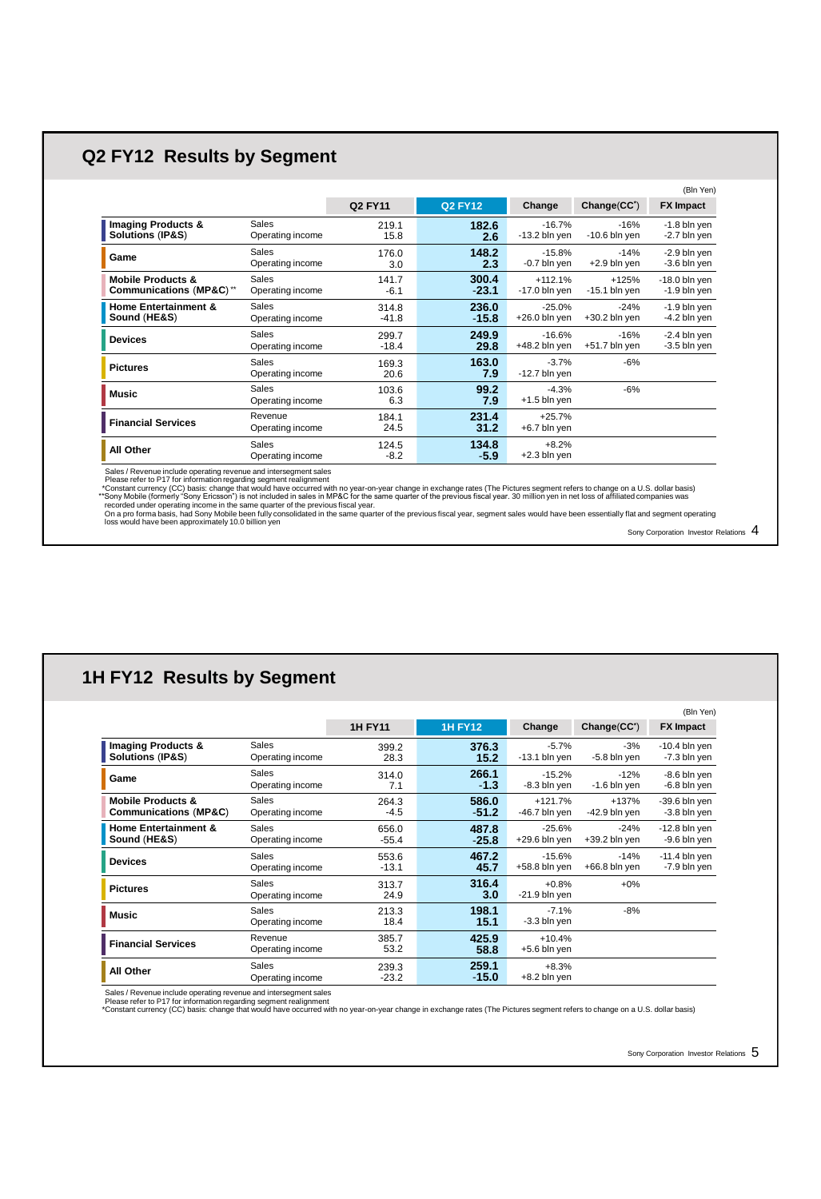## Q2 FY12 Results by Segment

(Bln Yen)

| Segment | | Q2 FY11 | Q2 FY12 | Change | Change(CC*) | FX Impact |
|---|---|---|---|---|---|---|
| Imaging Products & Solutions (IP&S) | Sales | 219.1 | **182.6** | -16.7% | -16% | -1.8 bln yen |
| | Operating income | 15.8 | **2.6** | -13.2 bln yen | -10.6 bln yen | -2.7 bln yen |
| Game | Sales | 176.0 | **148.2** | -15.8% | -14% | -2.9 bln yen |
| | Operating income | 3.0 | **2.3** | -0.7 bln yen | +2.9 bln yen | -3.6 bln yen |
| Mobile Products & Communications (MP&C)** | Sales | 141.7 | **300.4** | +112.1% | +125% | -18.0 bln yen |
| | Operating income | -6.1 | **-23.1** | -17.0 bln yen | -15.1 bln yen | -1.9 bln yen |
| Home Entertainment & Sound (HE&S) | Sales | 314.8 | **236.0** | -25.0% | -24% | -1.9 bln yen |
| | Operating income | -41.8 | **-15.8** | +26.0 bln yen | +30.2 bln yen | -4.2 bln yen |
| Devices | Sales | 299.7 | **249.9** | -16.6% | -16% | -2.4 bln yen |
| | Operating income | -18.4 | **29.8** | +48.2 bln yen | +51.7 bln yen | -3.5 bln yen |
| Pictures | Sales | 169.3 | **163.0** | -3.7% | -6% | |
| | Operating income | 20.6 | **7.9** | -12.7 bln yen | | |
| Music | Sales | 103.6 | **99.2** | -4.3% | -6% | |
| | Operating income | 6.3 | **7.9** | +1.5 bln yen | | |
| Financial Services | Revenue | 184.1 | **231.4** | +25.7% | | |
| | Operating income | 24.5 | **31.2** | +6.7 bln yen | | |
| All Other | Sales | 124.5 | **134.8** | +8.2% | | |
| | Operating income | -8.2 | **-5.9** | +2.3 bln yen | | |

Sales / Revenue include operating revenue and intersegment sales
Please refer to P17 for information regarding segment realignment
*Constant currency (CC) basis: change that would have occurred with no year-on-year change in exchange rates (The Pictures segment refers to change on a U.S. dollar basis)
**Sony Mobile (formerly "Sony Ericsson") is not included in sales in MP&C for the same quarter of the previous fiscal year. 30 million yen in net loss of affiliated companies was recorded under operating income in the same quarter of the previous fiscal year.
On a pro forma basis, had Sony Mobile been fully consolidated in the same quarter of the previous fiscal year, segment sales would have been essentially flat and segment operating loss would have been approximately 10.0 billion yen

## 1H FY12 Results by Segment

(Bln Yen)

| Segment | | 1H FY11 | 1H FY12 | Change | Change(CC*) | FX Impact |
|---|---|---|---|---|---|---|
| Imaging Products & Solutions (IP&S) | Sales | 399.2 | **376.3** | -5.7% | -3% | -10.4 bln yen |
| | Operating income | 28.3 | **15.2** | -13.1 bln yen | -5.8 bln yen | -7.3 bln yen |
| Game | Sales | 314.0 | **266.1** | -15.2% | -12% | -8.6 bln yen |
| | Operating income | 7.1 | **-1.3** | -8.3 bln yen | -1.6 bln yen | -6.8 bln yen |
| Mobile Products & Communications (MP&C) | Sales | 264.3 | **586.0** | +121.7% | +137% | -39.6 bln yen |
| | Operating income | -4.5 | **-51.2** | -46.7 bln yen | -42.9 bln yen | -3.8 bln yen |
| Home Entertainment & Sound (HE&S) | Sales | 656.0 | **487.8** | -25.6% | -24% | -12.8 bln yen |
| | Operating income | -55.4 | **-25.8** | +29.6 bln yen | +39.2 bln yen | -9.6 bln yen |
| Devices | Sales | 553.6 | **467.2** | -15.6% | -14% | -11.4 bln yen |
| | Operating income | -13.1 | **45.7** | +58.8 bln yen | +66.8 bln yen | -7.9 bln yen |
| Pictures | Sales | 313.7 | **316.4** | +0.8% | +0% | |
| | Operating income | 24.9 | **3.0** | -21.9 bln yen | | |
| Music | Sales | 213.3 | **198.1** | -7.1% | -8% | |
| | Operating income | 18.4 | **15.1** | -3.3 bln yen | | |
| Financial Services | Revenue | 385.7 | **425.9** | +10.4% | | |
| | Operating income | 53.2 | **58.8** | +5.6 bln yen | | |
| All Other | Sales | 239.3 | **259.1** | +8.3% | | |
| | Operating income | -23.2 | **-15.0** | +8.2 bln yen | | |

Sales / Revenue include operating revenue and intersegment sales
Please refer to P17 for information regarding segment realignment
*Constant currency (CC) basis: change that would have occurred with no year-on-year change in exchange rates (The Pictures segment refers to change on a U.S. dollar basis)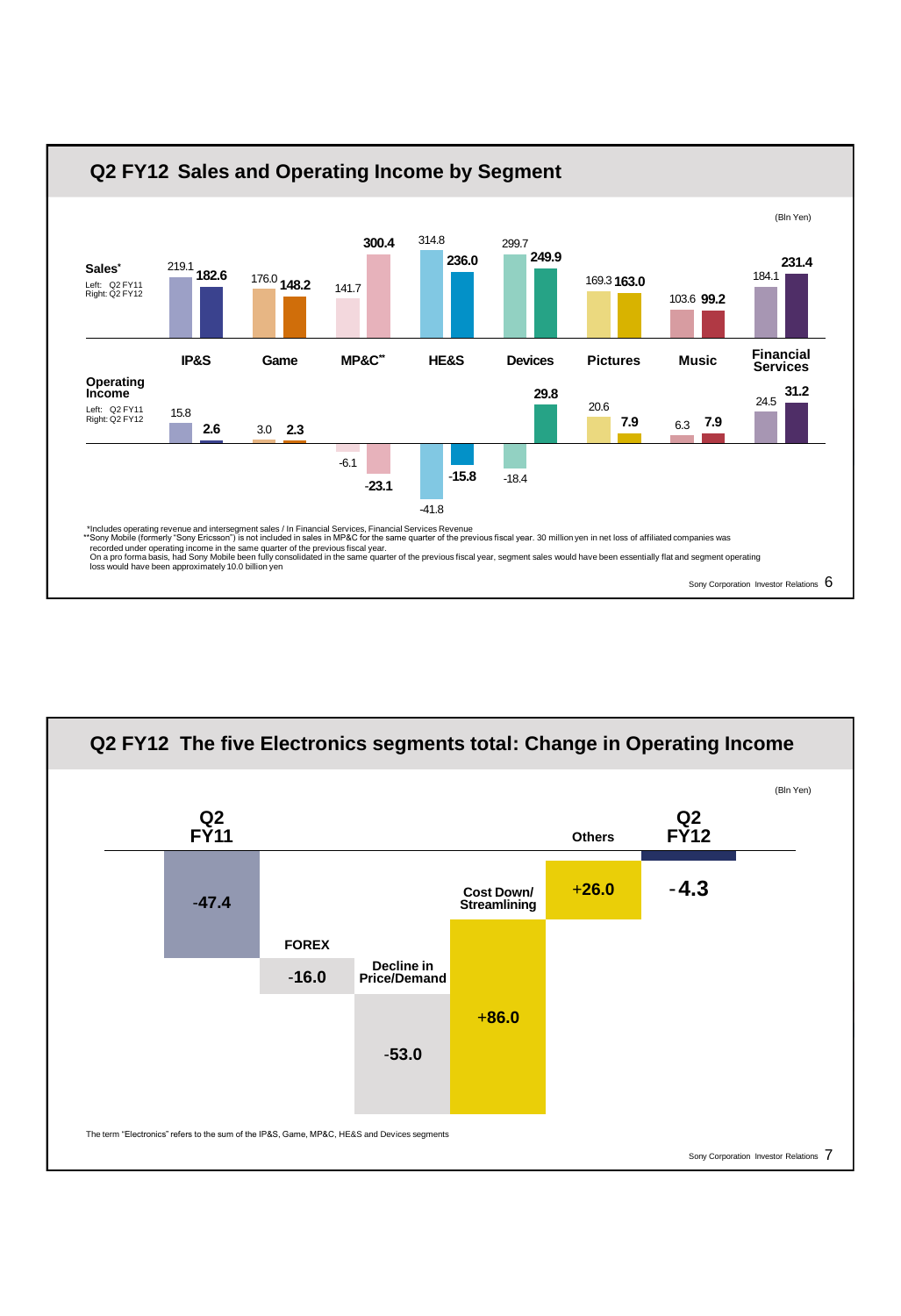## Q2 FY12 Sales and Operating Income by Segment

(Bln Yen)

**Sales***

| Segment | Q2 FY11 | Q2 FY12 |
|---|---|---|
| IP&S | 219.1 | 182.6 |
| Game | 176.0 | 148.2 |
| MP&C** | 141.7 | 300.4 |
| HE&S | 314.8 | 236.0 |
| Devices | 299.7 | 249.9 |
| Pictures | 169.3 | 163.0 |
| Music | 103.6 | 99.2 |
| Financial Services | 184.1 | 231.4 |

**Operating Income**

| Segment | Q2 FY11 | Q2 FY12 |
|---|---|---|
| IP&S | 15.8 | 2.6 |
| Game | 3.0 | 2.3 |
| MP&C** | -6.1 | -23.1 |
| HE&S | -41.8 | -15.8 |
| Devices | -18.4 | 29.8 |
| Pictures | 20.6 | 7.9 |
| Music | 6.3 | 7.9 |
| Financial Services | 24.5 | 31.2 |

*Includes operating revenue and intersegment sales / In Financial Services, Financial Services Revenue
**Sony Mobile (formerly "Sony Ericsson") is not included in sales in MP&C for the same quarter of the previous fiscal year. 30 million yen in net loss of affiliated companies was recorded under operating income in the same quarter of the previous fiscal year.
On a pro forma basis, had Sony Mobile been fully consolidated in the same quarter of the previous fiscal year, segment sales would have been essentially flat and segment operating loss would have been approximately 10.0 billion yen

## Q2 FY12 The five Electronics segments total: Change in Operating Income

(Bln Yen)

| Item | Amount |
|---|---|
| Q2 FY11 | -47.4 |
| FOREX | -16.0 |
| Decline in Price/Demand | -53.0 |
| Cost Down/ Streamlining | +86.0 |
| Others | +26.0 |
| Q2 FY12 | -4.3 |

The term "Electronics" refers to the sum of the IP&S, Game, MP&C, HE&S and Devices segments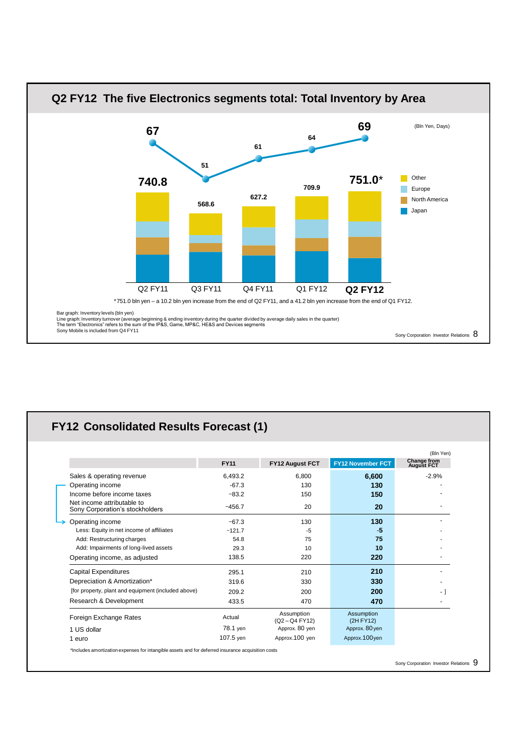## Q2 FY12 The five Electronics segments total: Total Inventory by Area

(Bln Yen, Days)

| | Q2 FY11 | Q3 FY11 | Q4 FY11 | Q1 FY12 | Q2 FY12 |
|---|---|---|---|---|---|
| Inventory turnover (days) | 67 | 51 | 61 | 64 | 69 |
| Inventory levels (bln yen) | 740.8 | 568.6 | 627.2 | 709.9 | 751.0* |

Legend: Other, Europe, North America, Japan

*751.0 bln yen – a 10.2 bln yen increase from the end of Q2 FY11, and a 41.2 bln yen increase from the end of Q1 FY12.

Bar graph: Inventory levels (bln yen)
Line graph: Inventory turnover (average beginning & ending inventory during the quarter divided by average daily sales in the quarter)
The term "Electronics" refers to the sum of the IP&S, Game, MP&C, HE&S and Devices segments
Sony Mobile is included from Q4 FY11

## FY12 Consolidated Results Forecast (1)

(Bln Yen)

| | FY11 | FY12 August FCT | FY12 November FCT | Change from August FCT |
|---|---|---|---|---|
| Sales & operating revenue | 6,493.2 | 6,800 | **6,600** | -2.9% |
| Operating income | -67.3 | 130 | **130** | - |
| Income before income taxes | −83.2 | 150 | **150** | - |
| Net income attributable to Sony Corporation's stockholders | −456.7 | 20 | **20** | - |
| Operating income | −67.3 | 130 | **130** | - |
| Less: Equity in net income of affiliates | −121.7 | -5 | **-5** | - |
| Add: Restructuring charges | 54.8 | 75 | **75** | - |
| Add: Impairments of long-lived assets | 29.3 | 10 | **10** | - |
| Operating income, as adjusted | 138.5 | 220 | **220** | - |
| Capital Expenditures | 295.1 | 210 | **210** | - |
| Depreciation & Amortization* | 319.6 | 330 | **330** | - |
| [for property, plant and equipment (included above) | 209.2 | 200 | **200** | - ] |
| Research & Development | 433.5 | 470 | **470** | - |
| Foreign Exchange Rates | Actual | Assumption (Q2 – Q4 FY12) | Assumption (2H FY12) | |
| 1 US dollar | 78.1 yen | Approx. 80 yen | Approx. 80 yen | |
| 1 euro | 107.5 yen | Approx.100 yen | Approx.100 yen | |

*Includes amortization expenses for intangible assets and for deferred insurance acquisition costs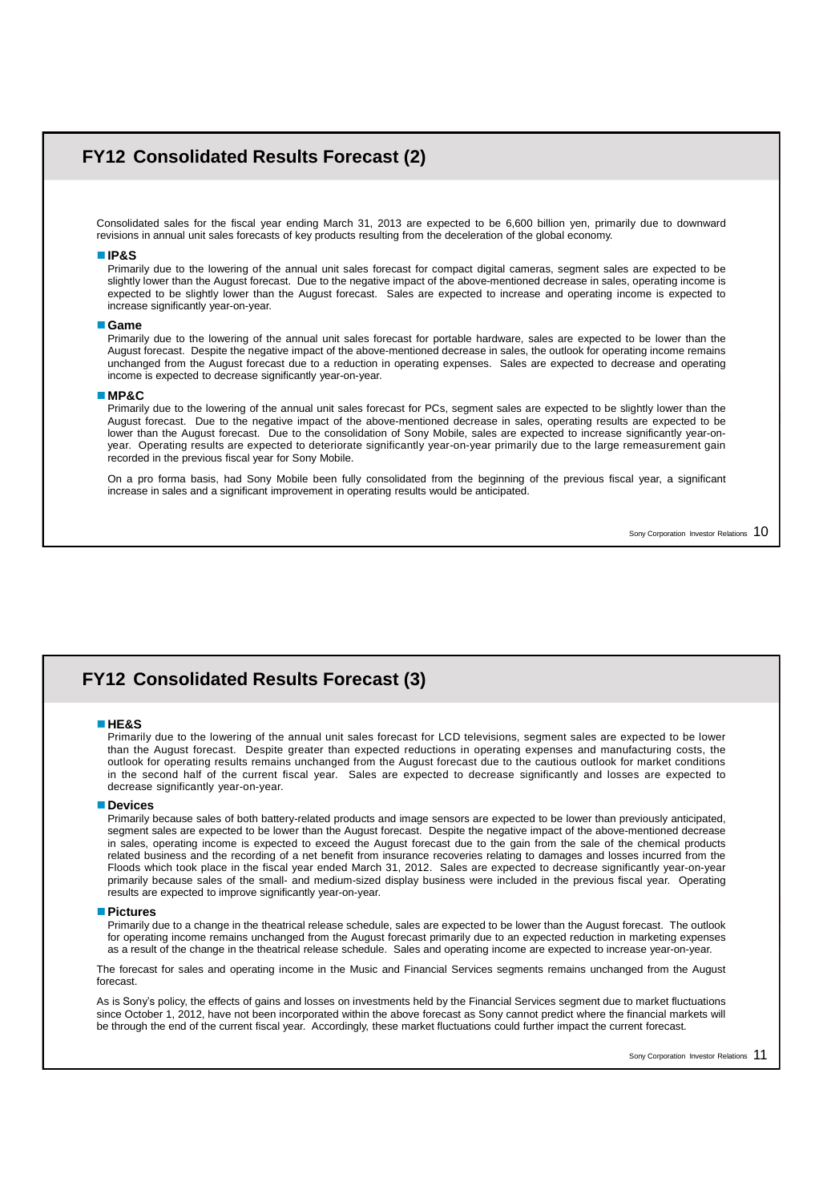## FY12 Consolidated Results Forecast (2)

Consolidated sales for the fiscal year ending March 31, 2013 are expected to be 6,600 billion yen, primarily due to downward revisions in annual unit sales forecasts of key products resulting from the deceleration of the global economy.

- **IP&S**

  Primarily due to the lowering of the annual unit sales forecast for compact digital cameras, segment sales are expected to be slightly lower than the August forecast. Due to the negative impact of the above-mentioned decrease in sales, operating income is expected to be slightly lower than the August forecast. Sales are expected to increase and operating income is expected to increase significantly year-on-year.

- **Game**

  Primarily due to the lowering of the annual unit sales forecast for portable hardware, sales are expected to be lower than the August forecast. Despite the negative impact of the above-mentioned decrease in sales, the outlook for operating income remains unchanged from the August forecast due to a reduction in operating expenses. Sales are expected to decrease and operating income is expected to decrease significantly year-on-year.

- **MP&C**

  Primarily due to the lowering of the annual unit sales forecast for PCs, segment sales are expected to be slightly lower than the August forecast. Due to the negative impact of the above-mentioned decrease in sales, operating results are expected to be lower than the August forecast. Due to the consolidation of Sony Mobile, sales are expected to increase significantly year-on-year. Operating results are expected to deteriorate significantly year-on-year primarily due to the large remeasurement gain recorded in the previous fiscal year for Sony Mobile.

  On a pro forma basis, had Sony Mobile been fully consolidated from the beginning of the previous fiscal year, a significant increase in sales and a significant improvement in operating results would be anticipated.

## FY12 Consolidated Results Forecast (3)

- **HE&S**

  Primarily due to the lowering of the annual unit sales forecast for LCD televisions, segment sales are expected to be lower than the August forecast. Despite greater than expected reductions in operating expenses and manufacturing costs, the outlook for operating results remains unchanged from the August forecast due to the cautious outlook for market conditions in the second half of the current fiscal year. Sales are expected to decrease significantly and losses are expected to decrease significantly year-on-year.

- **Devices**

  Primarily because sales of both battery-related products and image sensors are expected to be lower than previously anticipated, segment sales are expected to be lower than the August forecast. Despite the negative impact of the above-mentioned decrease in sales, operating income is expected to exceed the August forecast due to the gain from the sale of the chemical products related business and the recording of a net benefit from insurance recoveries relating to damages and losses incurred from the Floods which took place in the fiscal year ended March 31, 2012. Sales are expected to decrease significantly year-on-year primarily because sales of the small- and medium-sized display business were included in the previous fiscal year. Operating results are expected to improve significantly year-on-year.

- **Pictures**

  Primarily due to a change in the theatrical release schedule, sales are expected to be lower than the August forecast. The outlook for operating income remains unchanged from the August forecast primarily due to an expected reduction in marketing expenses as a result of the change in the theatrical release schedule. Sales and operating income are expected to increase year-on-year.

The forecast for sales and operating income in the Music and Financial Services segments remains unchanged from the August forecast.

As is Sony's policy, the effects of gains and losses on investments held by the Financial Services segment due to market fluctuations since October 1, 2012, have not been incorporated within the above forecast as Sony cannot predict where the financial markets will be through the end of the current fiscal year. Accordingly, these market fluctuations could further impact the current forecast.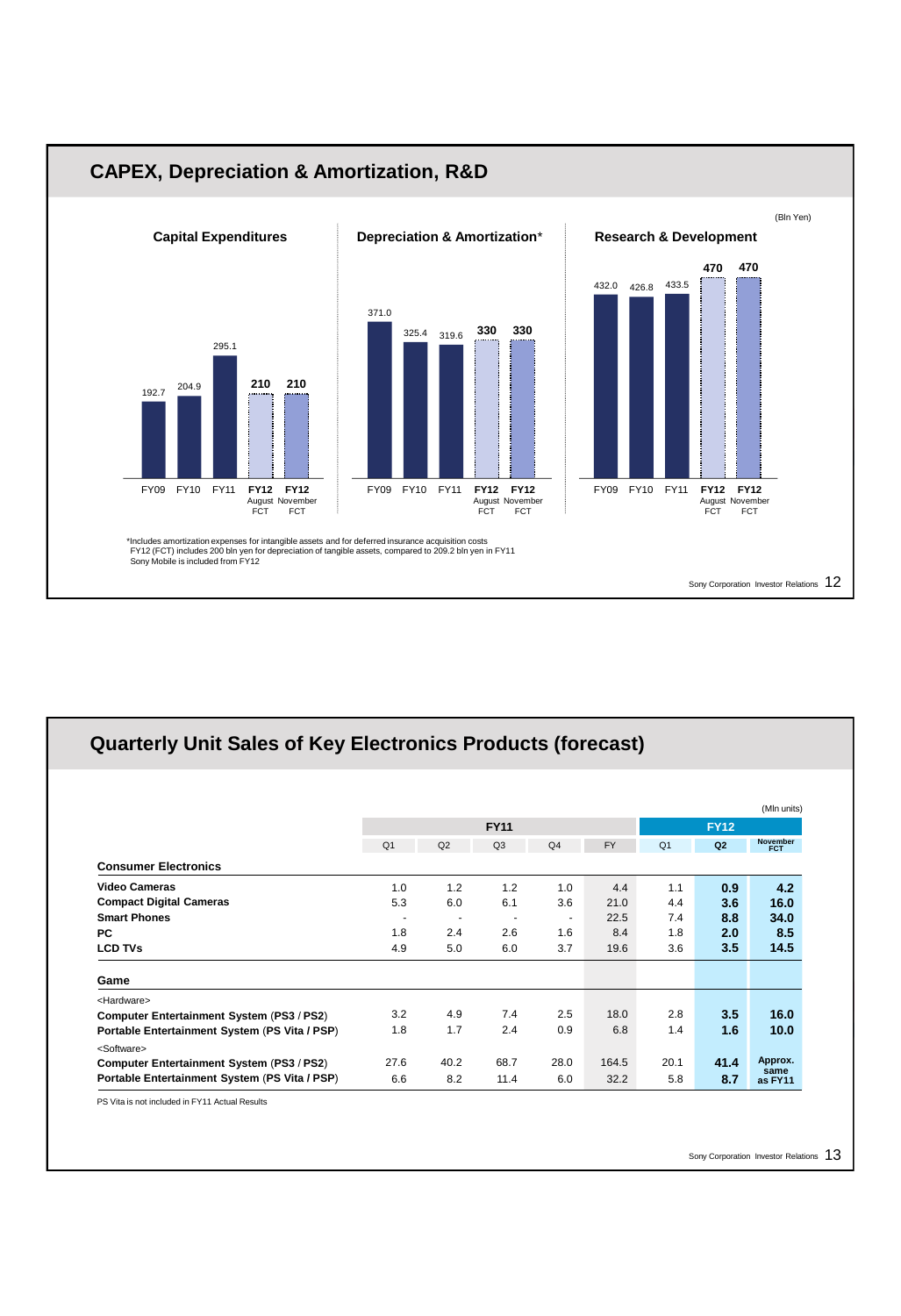## CAPEX, Depreciation & Amortization, R&D

(Bln Yen)

### Capital Expenditures

| FY09 | FY10 | FY11 | FY12 August FCT | FY12 November FCT |
|---|---|---|---|---|
| 192.7 | 204.9 | 295.1 | 210 | 210 |

### Depreciation & Amortization*

| FY09 | FY10 | FY11 | FY12 August FCT | FY12 November FCT |
|---|---|---|---|---|
| 371.0 | 325.4 | 319.6 | 330 | 330 |

### Research & Development

| FY09 | FY10 | FY11 | FY12 August FCT | FY12 November FCT |
|---|---|---|---|---|
| 432.0 | 426.8 | 433.5 | 470 | 470 |

*Includes amortization expenses for intangible assets and for deferred insurance acquisition costs
FY12 (FCT) includes 200 bln yen for depreciation of tangible assets, compared to 209.2 bln yen in FY11
Sony Mobile is included from FY12

## Quarterly Unit Sales of Key Electronics Products (forecast)

(Mln units)

| | FY11 Q1 | FY11 Q2 | FY11 Q3 | FY11 Q4 | FY11 FY | FY12 Q1 | FY12 Q2 | FY12 November FCT |
|---|---|---|---|---|---|---|---|---|
| **Consumer Electronics** | | | | | | | | |
| **Video Cameras** | 1.0 | 1.2 | 1.2 | 1.0 | 4.4 | 1.1 | **0.9** | **4.2** |
| **Compact Digital Cameras** | 5.3 | 6.0 | 6.1 | 3.6 | 21.0 | 4.4 | **3.6** | **16.0** |
| **Smart Phones** | - | - | - | - | 22.5 | 7.4 | **8.8** | **34.0** |
| **PC** | 1.8 | 2.4 | 2.6 | 1.6 | 8.4 | 1.8 | **2.0** | **8.5** |
| **LCD TVs** | 4.9 | 5.0 | 6.0 | 3.7 | 19.6 | 3.6 | **3.5** | **14.5** |
| **Game** | | | | | | | | |
| <Hardware> | | | | | | | | |
| **Computer Entertainment System (PS3 / PS2)** | 3.2 | 4.9 | 7.4 | 2.5 | 18.0 | 2.8 | **3.5** | **16.0** |
| **Portable Entertainment System (PS Vita / PSP)** | 1.8 | 1.7 | 2.4 | 0.9 | 6.8 | 1.4 | **1.6** | **10.0** |
| <Software> | | | | | | | | |
| **Computer Entertainment System (PS3 / PS2)** | 27.6 | 40.2 | 68.7 | 28.0 | 164.5 | 20.1 | **41.4** | **Approx. same as FY11** |
| **Portable Entertainment System (PS Vita / PSP)** | 6.6 | 8.2 | 11.4 | 6.0 | 32.2 | 5.8 | **8.7** | |

PS Vita is not included in FY11 Actual Results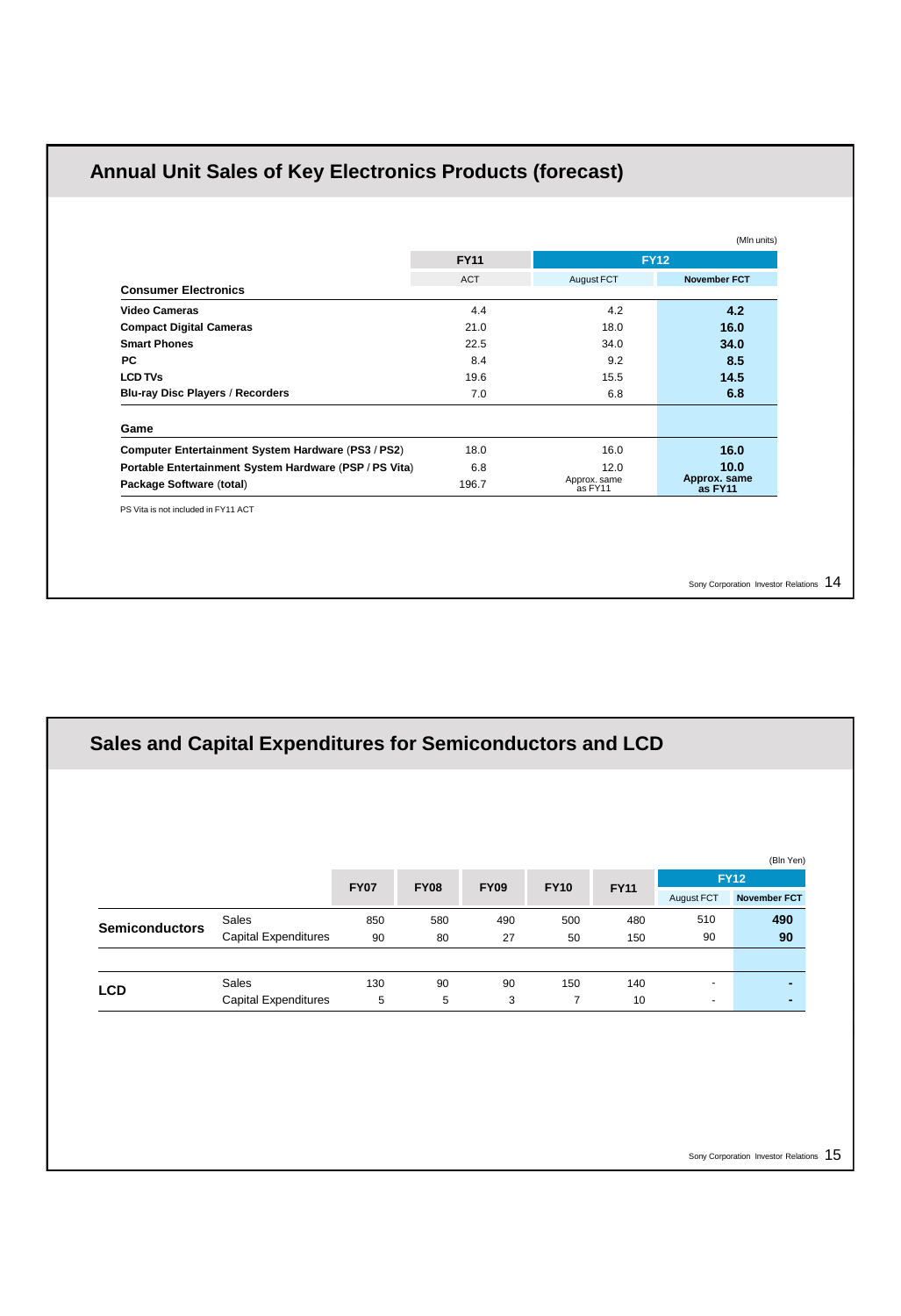## Annual Unit Sales of Key Electronics Products (forecast)

(Mln units)

| | FY11 | FY12 | |
|---|---|---|---|
| | ACT | August FCT | November FCT |
| **Consumer Electronics** | | | |
| **Video Cameras** | 4.4 | 4.2 | **4.2** |
| **Compact Digital Cameras** | 21.0 | 18.0 | **16.0** |
| **Smart Phones** | 22.5 | 34.0 | **34.0** |
| **PC** | 8.4 | 9.2 | **8.5** |
| **LCD TVs** | 19.6 | 15.5 | **14.5** |
| **Blu-ray Disc Players / Recorders** | 7.0 | 6.8 | **6.8** |
| **Game** | | | |
| **Computer Entertainment System Hardware (PS3 / PS2)** | 18.0 | 16.0 | **16.0** |
| **Portable Entertainment System Hardware (PSP / PS Vita)** | 6.8 | 12.0 | **10.0** |
| **Package Software (total)** | 196.7 | Approx. same as FY11 | **Approx. same as FY11** |

PS Vita is not included in FY11 ACT

## Sales and Capital Expenditures for Semiconductors and LCD

(Bln Yen)

| | | FY07 | FY08 | FY09 | FY10 | FY11 | FY12 | |
|---|---|---|---|---|---|---|---|---|
| | | | | | | | August FCT | November FCT |
| **Semiconductors** | Sales | 850 | 580 | 490 | 500 | 480 | 510 | **490** |
| | Capital Expenditures | 90 | 80 | 27 | 50 | 150 | 90 | **90** |
| **LCD** | Sales | 130 | 90 | 90 | 150 | 140 | - | **-** |
| | Capital Expenditures | 5 | 5 | 3 | 7 | 10 | - | **-** |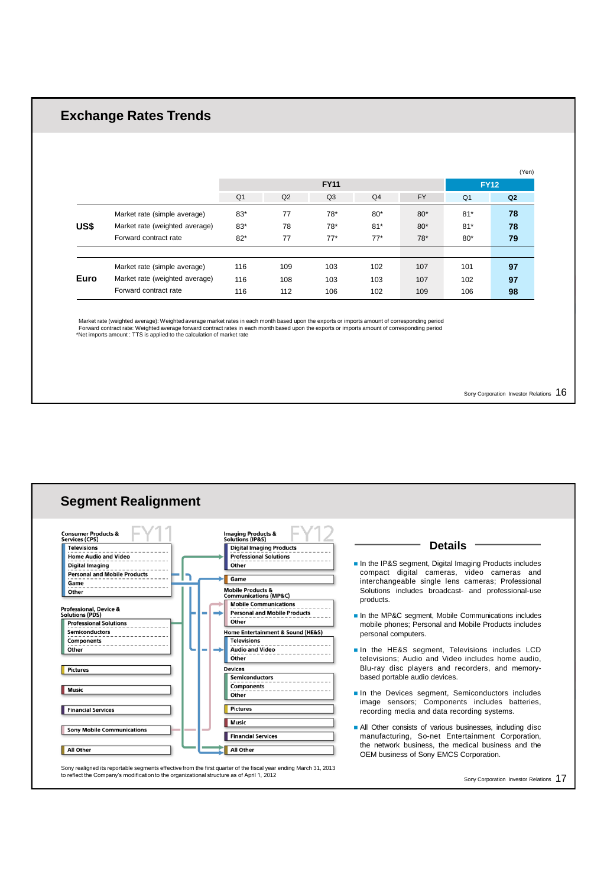# Exchange Rates Trends

(Yen)

| | | FY11 | | | | | FY12 | |
|---|---|---|---|---|---|---|---|---|
| | | Q1 | Q2 | Q3 | Q4 | FY | Q1 | Q2 |
| **US$** | Market rate (simple average) | 83* | 77 | 78* | 80* | 80* | 81* | **78** |
| | Market rate (weighted average) | 83* | 78 | 78* | 81* | 80* | 81* | **78** |
| | Forward contract rate | 82* | 77 | 77* | 77* | 78* | 80* | **79** |
| **Euro** | Market rate (simple average) | 116 | 109 | 103 | 102 | 107 | 101 | **97** |
| | Market rate (weighted average) | 116 | 108 | 103 | 103 | 107 | 102 | **97** |
| | Forward contract rate | 116 | 112 | 106 | 102 | 109 | 106 | **98** |

Market rate (weighted average): Weighted average market rates in each month based upon the exports or imports amount of corresponding period
Forward contract rate: Weighted average forward contract rates in each month based upon the exports or imports amount of corresponding period
*Net imports amount : TTS is applied to the calculation of market rate

# Segment Realignment

**FY11**

Consumer Products & Services (CPS)
- Televisions
- Home Audio and Video
- Digital Imaging
- Personal and Mobile Products
- Game
- Other

Professional, Device & Solutions (PDS)
- Professional Solutions
- Semiconductors
- Components
- Other

Pictures

Music

Financial Services

Sony Mobile Communications

All Other

**FY12**

Imaging Products & Solutions (IP&S)
- Digital Imaging Products
- Professional Solutions
- Other

Game

Mobile Products & Communications (MP&C)
- Mobile Communications
- Personal and Mobile Products
- Other

Home Entertainment & Sound (HE&S)
- Televisions
- Audio and Video
- Other

Devices
- Semiconductors
- Components
- Other

Pictures

Music

Financial Services

All Other

Sony realigned its reportable segments effective from the first quarter of the fiscal year ending March 31, 2013 to reflect the Company's modification to the organizational structure as of April 1, 2012

## Details

- In the IP&S segment, Digital Imaging Products includes compact digital cameras, video cameras and interchangeable single lens cameras; Professional Solutions includes broadcast- and professional-use products.
- In the MP&C segment, Mobile Communications includes mobile phones; Personal and Mobile Products includes personal computers.
- In the HE&S segment, Televisions includes LCD televisions; Audio and Video includes home audio, Blu-ray disc players and recorders, and memory-based portable audio devices.
- In the Devices segment, Semiconductors includes image sensors; Components includes batteries, recording media and data recording systems.
- All Other consists of various businesses, including disc manufacturing, So-net Entertainment Corporation, the network business, the medical business and the OEM business of Sony EMCS Corporation.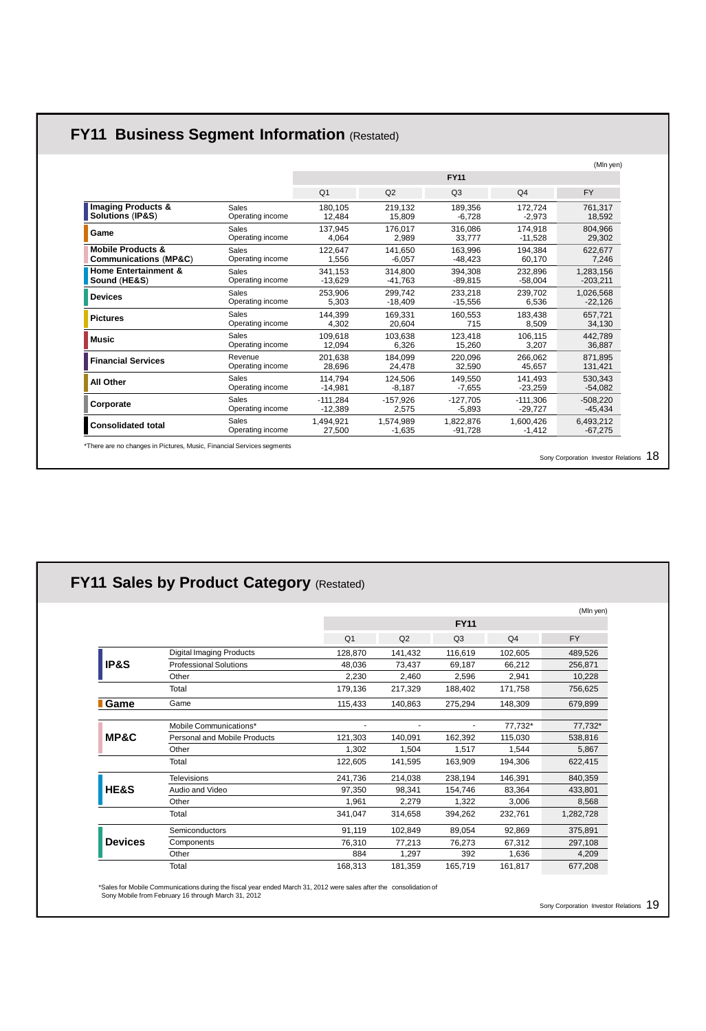## FY11 Business Segment Information (Restated)

(Mln yen)

| | | FY11 | | | | |
|---|---|---|---|---|---|---|
| | | Q1 | Q2 | Q3 | Q4 | FY |
| **Imaging Products & Solutions (IP&S)** | Sales | 180,105 | 219,132 | 189,356 | 172,724 | 761,317 |
| | Operating income | 12,484 | 15,809 | -6,728 | -2,973 | 18,592 |
| **Game** | Sales | 137,945 | 176,017 | 316,086 | 174,918 | 804,966 |
| | Operating income | 4,064 | 2,989 | 33,777 | -11,528 | 29,302 |
| **Mobile Products & Communications (MP&C)** | Sales | 122,647 | 141,650 | 163,996 | 194,384 | 622,677 |
| | Operating income | 1,556 | -6,057 | -48,423 | 60,170 | 7,246 |
| **Home Entertainment & Sound (HE&S)** | Sales | 341,153 | 314,800 | 394,308 | 232,896 | 1,283,156 |
| | Operating income | -13,629 | -41,763 | -89,815 | -58,004 | -203,211 |
| **Devices** | Sales | 253,906 | 299,742 | 233,218 | 239,702 | 1,026,568 |
| | Operating income | 5,303 | -18,409 | -15,556 | 6,536 | -22,126 |
| **Pictures** | Sales | 144,399 | 169,331 | 160,553 | 183,438 | 657,721 |
| | Operating income | 4,302 | 20,604 | 715 | 8,509 | 34,130 |
| **Music** | Sales | 109,618 | 103,638 | 123,418 | 106,115 | 442,789 |
| | Operating income | 12,094 | 6,326 | 15,260 | 3,207 | 36,887 |
| **Financial Services** | Revenue | 201,638 | 184,099 | 220,096 | 266,062 | 871,895 |
| | Operating income | 28,696 | 24,478 | 32,590 | 45,657 | 131,421 |
| **All Other** | Sales | 114,794 | 124,506 | 149,550 | 141,493 | 530,343 |
| | Operating income | -14,981 | -8,187 | -7,655 | -23,259 | -54,082 |
| **Corporate** | Sales | -111,284 | -157,926 | -127,705 | -111,306 | -508,220 |
| | Operating income | -12,389 | 2,575 | -5,893 | -29,727 | -45,434 |
| **Consolidated total** | Sales | 1,494,921 | 1,574,989 | 1,822,876 | 1,600,426 | 6,493,212 |
| | Operating income | 27,500 | -1,635 | -91,728 | -1,412 | -67,275 |

*There are no changes in Pictures, Music, Financial Services segments

## FY11 Sales by Product Category (Restated)

(Mln yen)

| | | FY11 | | | | |
|---|---|---|---|---|---|---|
| | | Q1 | Q2 | Q3 | Q4 | FY |
| **IP&S** | Digital Imaging Products | 128,870 | 141,432 | 116,619 | 102,605 | 489,526 |
| | Professional Solutions | 48,036 | 73,437 | 69,187 | 66,212 | 256,871 |
| | Other | 2,230 | 2,460 | 2,596 | 2,941 | 10,228 |
| | Total | 179,136 | 217,329 | 188,402 | 171,758 | 756,625 |
| **Game** | Game | 115,433 | 140,863 | 275,294 | 148,309 | 679,899 |
| **MP&C** | Mobile Communications* | - | - | - | 77,732* | 77,732* |
| | Personal and Mobile Products | 121,303 | 140,091 | 162,392 | 115,030 | 538,816 |
| | Other | 1,302 | 1,504 | 1,517 | 1,544 | 5,867 |
| | Total | 122,605 | 141,595 | 163,909 | 194,306 | 622,415 |
| **HE&S** | Televisions | 241,736 | 214,038 | 238,194 | 146,391 | 840,359 |
| | Audio and Video | 97,350 | 98,341 | 154,746 | 83,364 | 433,801 |
| | Other | 1,961 | 2,279 | 1,322 | 3,006 | 8,568 |
| | Total | 341,047 | 314,658 | 394,262 | 232,761 | 1,282,728 |
| **Devices** | Semiconductors | 91,119 | 102,849 | 89,054 | 92,869 | 375,891 |
| | Components | 76,310 | 77,213 | 76,273 | 67,312 | 297,108 |
| | Other | 884 | 1,297 | 392 | 1,636 | 4,209 |
| | Total | 168,313 | 181,359 | 165,719 | 161,817 | 677,208 |

*Sales for Mobile Communications during the fiscal year ended March 31, 2012 were sales after the consolidation of Sony Mobile from February 16 through March 31, 2012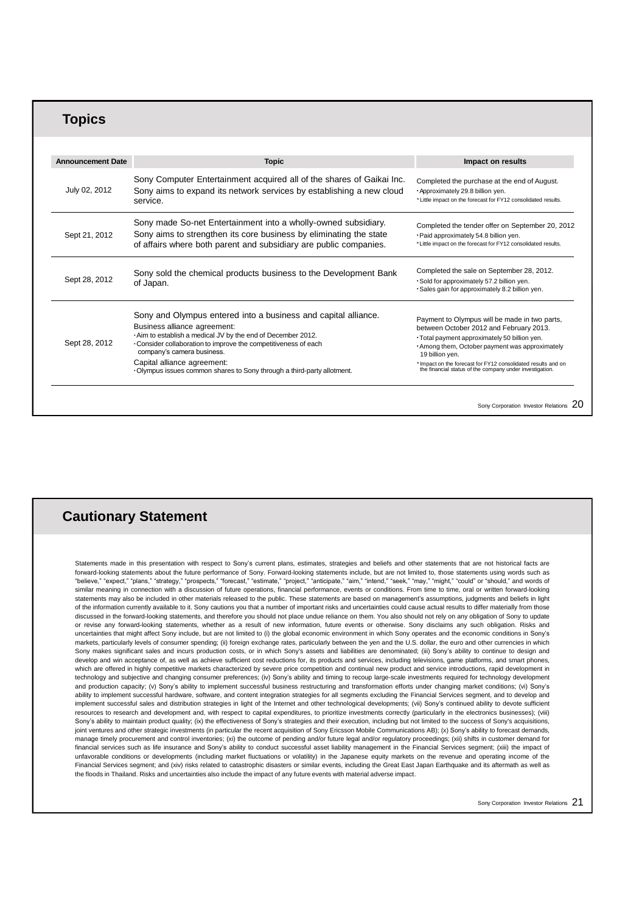## Topics

| Announcement Date | Topic | Impact on results |
|---|---|---|
| July 02, 2012 | Sony Computer Entertainment acquired all of the shares of Gaikai Inc. Sony aims to expand its network services by establishing a new cloud service. | Completed the purchase at the end of August. ・Approximately 29.8 billion yen. *Little impact on the forecast for FY12 consolidated results. |
| Sept 21, 2012 | Sony made So-net Entertainment into a wholly-owned subsidiary. Sony aims to strengthen its core business by eliminating the state of affairs where both parent and subsidiary are public companies. | Completed the tender offer on September 20, 2012 ・Paid approximately 54.8 billion yen. *Little impact on the forecast for FY12 consolidated results. |
| Sept 28, 2012 | Sony sold the chemical products business to the Development Bank of Japan. | Completed the sale on September 28, 2012. ・Sold for approximately 57.2 billion yen. ・Sales gain for approximately 8.2 billion yen. |
| Sept 28, 2012 | Sony and Olympus entered into a business and capital alliance. Business alliance agreement: ・Aim to establish a medical JV by the end of December 2012. ・Consider collaboration to improve the competitiveness of each company's camera business. Capital alliance agreement: ・Olympus issues common shares to Sony through a third-party allotment. | Payment to Olympus will be made in two parts, between October 2012 and February 2013. ・Total payment approximately 50 billion yen. ・Among them, October payment was approximately 19 billion yen. *Impact on the forecast for FY12 consolidated results and on the financial status of the company under investigation. |

## Cautionary Statement

Statements made in this presentation with respect to Sony's current plans, estimates, strategies and beliefs and other statements that are not historical facts are forward-looking statements about the future performance of Sony. Forward-looking statements include, but are not limited to, those statements using words such as "believe," "expect," "plans," "strategy," "prospects," "forecast," "estimate," "project," "anticipate," "aim," "intend," "seek," "may," "might," "could" or "should," and words of similar meaning in connection with a discussion of future operations, financial performance, events or conditions. From time to time, oral or written forward-looking statements may also be included in other materials released to the public. These statements are based on management's assumptions, judgments and beliefs in light of the information currently available to it. Sony cautions you that a number of important risks and uncertainties could cause actual results to differ materially from those discussed in the forward-looking statements, and therefore you should not place undue reliance on them. You also should not rely on any obligation of Sony to update or revise any forward-looking statements, whether as a result of new information, future events or otherwise. Sony disclaims any such obligation. Risks and uncertainties that might affect Sony include, but are not limited to (i) the global economic environment in which Sony operates and the economic conditions in Sony's markets, particularly levels of consumer spending; (ii) foreign exchange rates, particularly between the yen and the U.S. dollar, the euro and other currencies in which Sony makes significant sales and incurs production costs, or in which Sony's assets and liabilities are denominated; (iii) Sony's ability to continue to design and develop and win acceptance of, as well as achieve sufficient cost reductions for, its products and services, including televisions, game platforms, and smart phones, which are offered in highly competitive markets characterized by severe price competition and continual new product and service introductions, rapid development in technology and subjective and changing consumer preferences; (iv) Sony's ability and timing to recoup large-scale investments required for technology development and production capacity; (v) Sony's ability to implement successful business restructuring and transformation efforts under changing market conditions; (vi) Sony's ability to implement successful hardware, software, and content integration strategies for all segments excluding the Financial Services segment, and to develop and implement successful sales and distribution strategies in light of the Internet and other technological developments; (vii) Sony's continued ability to devote sufficient resources to research and development and, with respect to capital expenditures, to prioritize investments correctly (particularly in the electronics businesses); (viii) Sony's ability to maintain product quality; (ix) the effectiveness of Sony's strategies and their execution, including but not limited to the success of Sony's acquisitions, joint ventures and other strategic investments (in particular the recent acquisition of Sony Ericsson Mobile Communications AB); (x) Sony's ability to forecast demands, manage timely procurement and control inventories; (xi) the outcome of pending and/or future legal and/or regulatory proceedings; (xii) shifts in customer demand for financial services such as life insurance and Sony's ability to conduct successful asset liability management in the Financial Services segment; (xiii) the impact of unfavorable conditions or developments (including market fluctuations or volatility) in the Japanese equity markets on the revenue and operating income of the Financial Services segment; and (xiv) risks related to catastrophic disasters or similar events, including the Great East Japan Earthquake and its aftermath as well as the floods in Thailand. Risks and uncertainties also include the impact of any future events with material adverse impact.